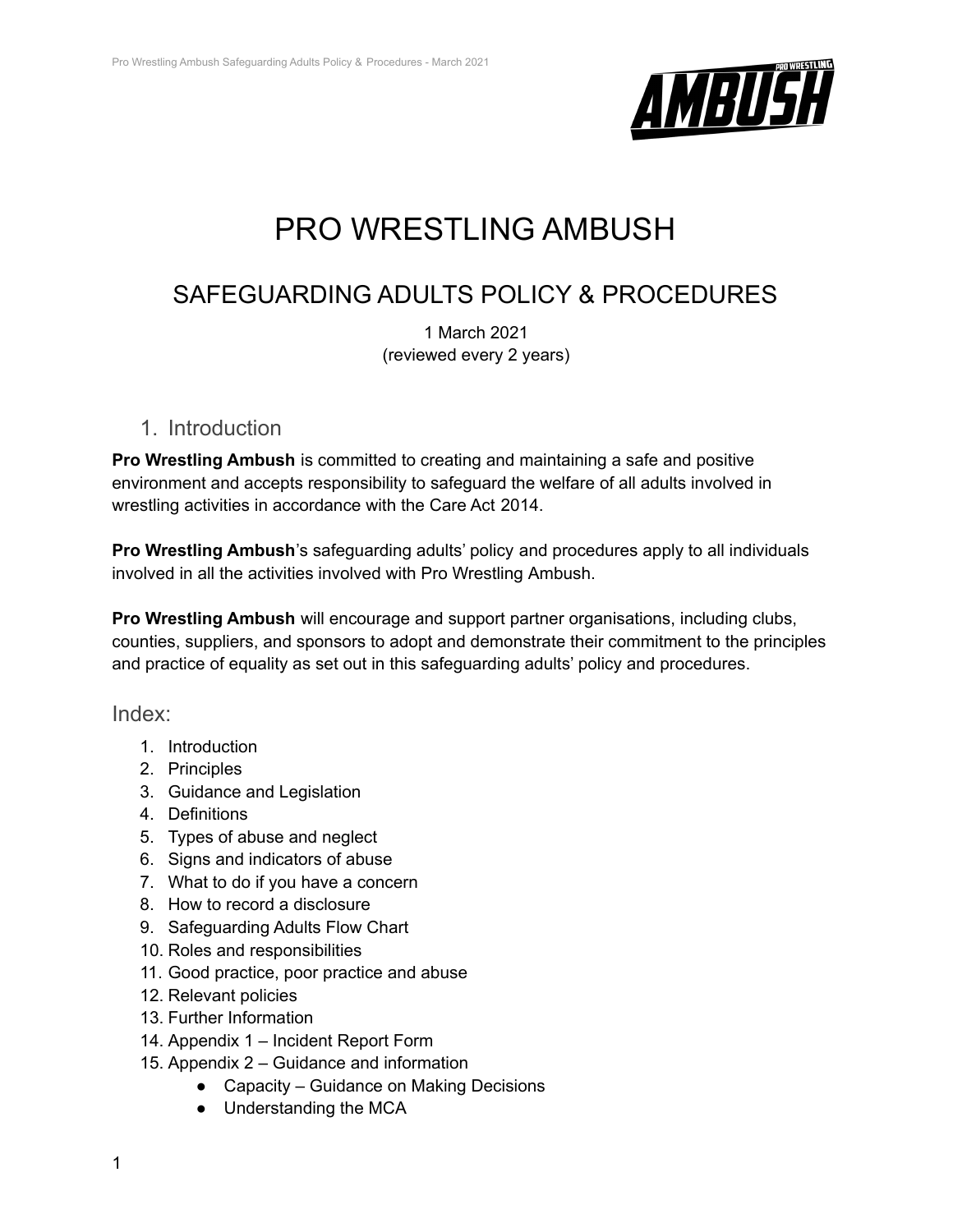# PRO WRESTLING AMBUSH

## SAFEGUARDING ADULTS POLICY & PROCEDURES

1 March 2021
(reviewed every 2 years)

## 1. Introduction

**Pro Wrestling Ambush** is committed to creating and maintaining a safe and positive environment and accepts responsibility to safeguard the welfare of all adults involved in wrestling activities in accordance with the Care Act 2014.

**Pro Wrestling Ambush**'s safeguarding adults' policy and procedures apply to all individuals involved in all the activities involved with Pro Wrestling Ambush.

**Pro Wrestling Ambush** will encourage and support partner organisations, including clubs, counties, suppliers, and sponsors to adopt and demonstrate their commitment to the principles and practice of equality as set out in this safeguarding adults' policy and procedures.

## Index:

1. Introduction
2. Principles
3. Guidance and Legislation
4. Definitions
5. Types of abuse and neglect
6. Signs and indicators of abuse
7. What to do if you have a concern
8. How to record a disclosure
9. Safeguarding Adults Flow Chart
10. Roles and responsibilities
11. Good practice, poor practice and abuse
12. Relevant policies
13. Further Information
14. Appendix 1 – Incident Report Form
15. Appendix 2 – Guidance and information
    - Capacity – Guidance on Making Decisions
    - Understanding the MCA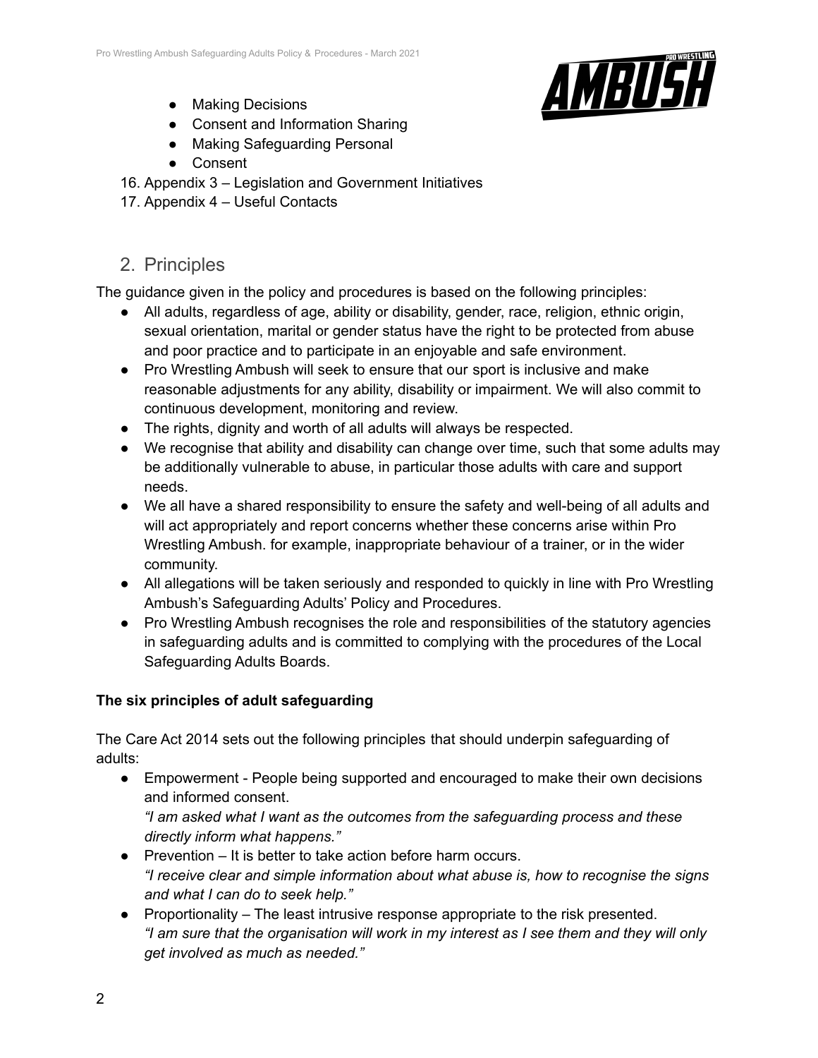- Making Decisions
- Consent and Information Sharing
- Making Safeguarding Personal
- Consent

16. Appendix 3 – Legislation and Government Initiatives
17. Appendix 4 – Useful Contacts

## 2. Principles

The guidance given in the policy and procedures is based on the following principles:

- All adults, regardless of age, ability or disability, gender, race, religion, ethnic origin, sexual orientation, marital or gender status have the right to be protected from abuse and poor practice and to participate in an enjoyable and safe environment.
- Pro Wrestling Ambush will seek to ensure that our sport is inclusive and make reasonable adjustments for any ability, disability or impairment. We will also commit to continuous development, monitoring and review.
- The rights, dignity and worth of all adults will always be respected.
- We recognise that ability and disability can change over time, such that some adults may be additionally vulnerable to abuse, in particular those adults with care and support needs.
- We all have a shared responsibility to ensure the safety and well-being of all adults and will act appropriately and report concerns whether these concerns arise within Pro Wrestling Ambush. for example, inappropriate behaviour of a trainer, or in the wider community.
- All allegations will be taken seriously and responded to quickly in line with Pro Wrestling Ambush's Safeguarding Adults' Policy and Procedures.
- Pro Wrestling Ambush recognises the role and responsibilities of the statutory agencies in safeguarding adults and is committed to complying with the procedures of the Local Safeguarding Adults Boards.

**The six principles of adult safeguarding**

The Care Act 2014 sets out the following principles that should underpin safeguarding of adults:

- Empowerment - People being supported and encouraged to make their own decisions and informed consent.
  *"I am asked what I want as the outcomes from the safeguarding process and these directly inform what happens."*
- Prevention – It is better to take action before harm occurs.
  *"I receive clear and simple information about what abuse is, how to recognise the signs and what I can do to seek help."*
- Proportionality – The least intrusive response appropriate to the risk presented.
  *"I am sure that the organisation will work in my interest as I see them and they will only get involved as much as needed."*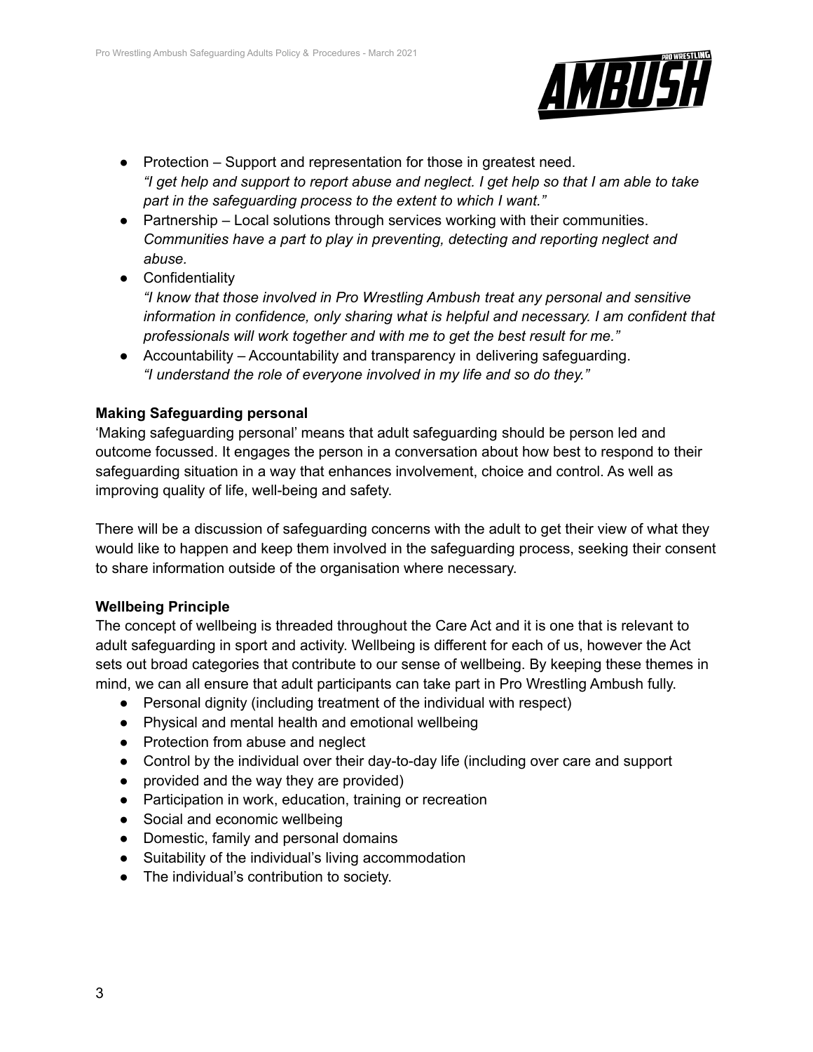- Protection – Support and representation for those in greatest need.
  *"I get help and support to report abuse and neglect. I get help so that I am able to take part in the safeguarding process to the extent to which I want."*
- Partnership – Local solutions through services working with their communities.
  *Communities have a part to play in preventing, detecting and reporting neglect and abuse.*
- Confidentiality
  *"I know that those involved in Pro Wrestling Ambush treat any personal and sensitive information in confidence, only sharing what is helpful and necessary. I am confident that professionals will work together and with me to get the best result for me."*
- Accountability – Accountability and transparency in delivering safeguarding.
  *"I understand the role of everyone involved in my life and so do they."*

**Making Safeguarding personal**

'Making safeguarding personal' means that adult safeguarding should be person led and outcome focussed. It engages the person in a conversation about how best to respond to their safeguarding situation in a way that enhances involvement, choice and control. As well as improving quality of life, well-being and safety.

There will be a discussion of safeguarding concerns with the adult to get their view of what they would like to happen and keep them involved in the safeguarding process, seeking their consent to share information outside of the organisation where necessary.

**Wellbeing Principle**

The concept of wellbeing is threaded throughout the Care Act and it is one that is relevant to adult safeguarding in sport and activity. Wellbeing is different for each of us, however the Act sets out broad categories that contribute to our sense of wellbeing. By keeping these themes in mind, we can all ensure that adult participants can take part in Pro Wrestling Ambush fully.

- Personal dignity (including treatment of the individual with respect)
- Physical and mental health and emotional wellbeing
- Protection from abuse and neglect
- Control by the individual over their day-to-day life (including over care and support
- provided and the way they are provided)
- Participation in work, education, training or recreation
- Social and economic wellbeing
- Domestic, family and personal domains
- Suitability of the individual's living accommodation
- The individual's contribution to society.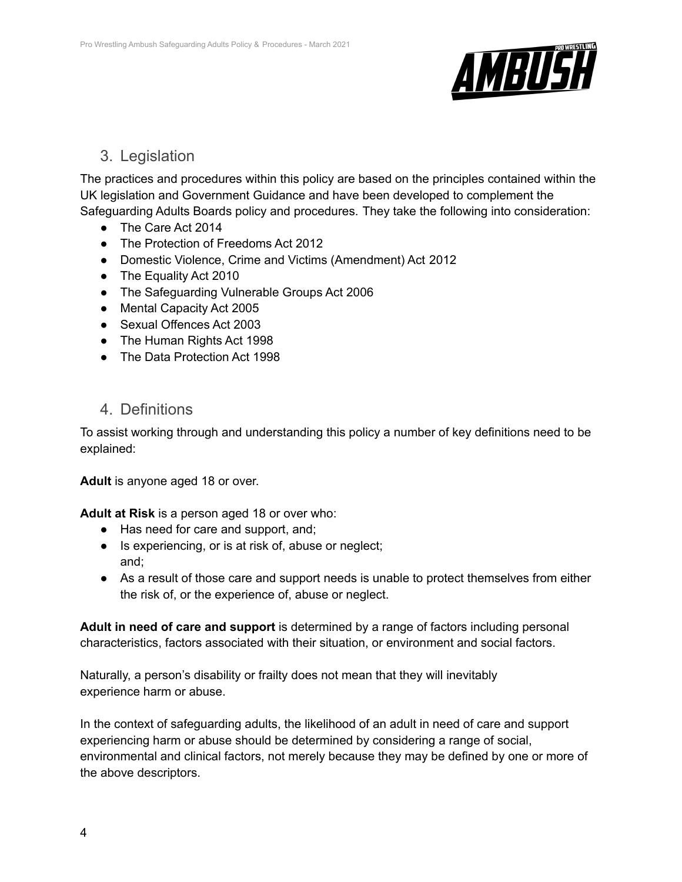## 3. Legislation

The practices and procedures within this policy are based on the principles contained within the UK legislation and Government Guidance and have been developed to complement the Safeguarding Adults Boards policy and procedures. They take the following into consideration:

- The Care Act 2014
- The Protection of Freedoms Act 2012
- Domestic Violence, Crime and Victims (Amendment) Act 2012
- The Equality Act 2010
- The Safeguarding Vulnerable Groups Act 2006
- Mental Capacity Act 2005
- Sexual Offences Act 2003
- The Human Rights Act 1998
- The Data Protection Act 1998

## 4. Definitions

To assist working through and understanding this policy a number of key definitions need to be explained:

**Adult** is anyone aged 18 or over.

**Adult at Risk** is a person aged 18 or over who:

- Has need for care and support, and;
- Is experiencing, or is at risk of, abuse or neglect; and;
- As a result of those care and support needs is unable to protect themselves from either the risk of, or the experience of, abuse or neglect.

**Adult in need of care and support** is determined by a range of factors including personal characteristics, factors associated with their situation, or environment and social factors.

Naturally, a person's disability or frailty does not mean that they will inevitably experience harm or abuse.

In the context of safeguarding adults, the likelihood of an adult in need of care and support experiencing harm or abuse should be determined by considering a range of social, environmental and clinical factors, not merely because they may be defined by one or more of the above descriptors.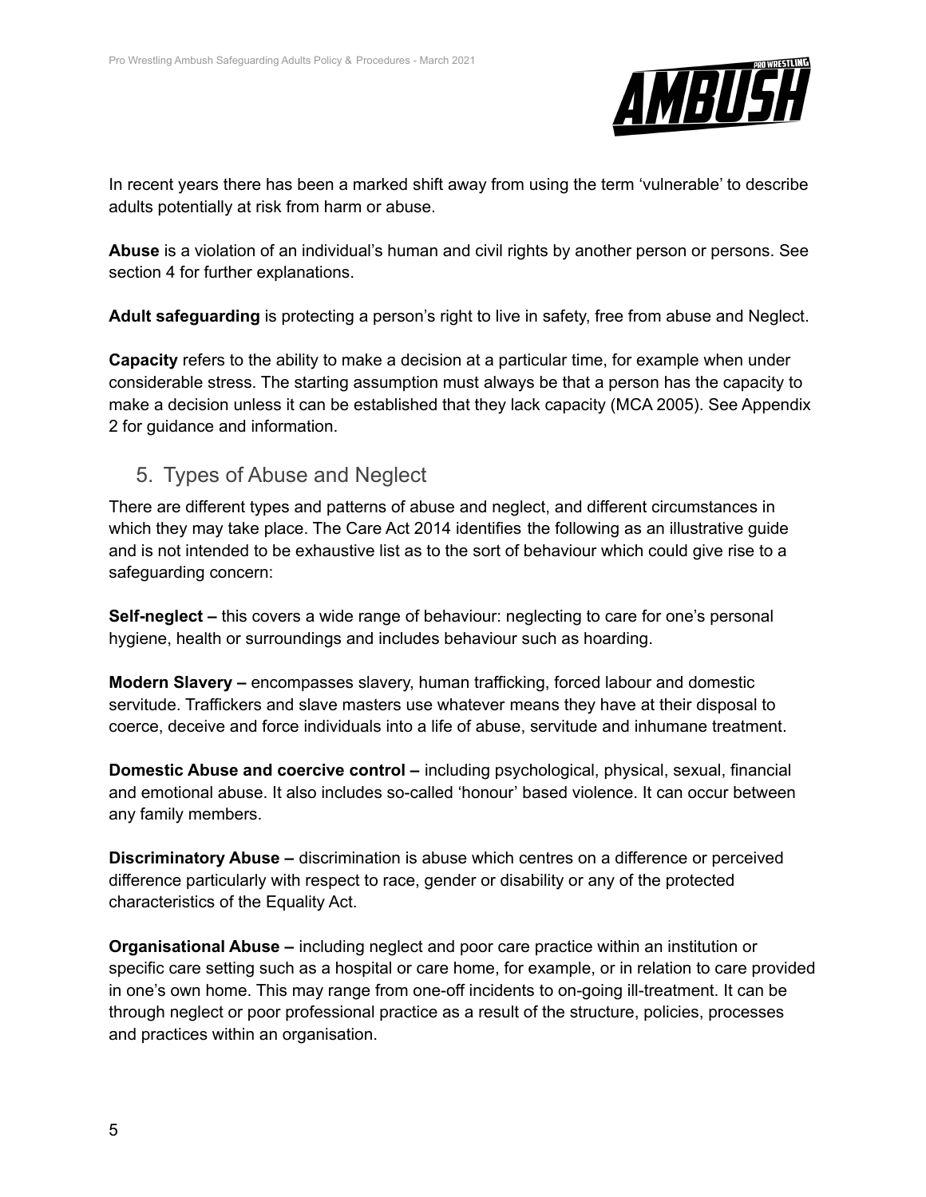In recent years there has been a marked shift away from using the term 'vulnerable' to describe adults potentially at risk from harm or abuse.

**Abuse** is a violation of an individual's human and civil rights by another person or persons. See section 4 for further explanations.

**Adult safeguarding** is protecting a person's right to live in safety, free from abuse and Neglect.

**Capacity** refers to the ability to make a decision at a particular time, for example when under considerable stress. The starting assumption must always be that a person has the capacity to make a decision unless it can be established that they lack capacity (MCA 2005). See Appendix 2 for guidance and information.

## 5. Types of Abuse and Neglect

There are different types and patterns of abuse and neglect, and different circumstances in which they may take place. The Care Act 2014 identifies the following as an illustrative guide and is not intended to be exhaustive list as to the sort of behaviour which could give rise to a safeguarding concern:

**Self-neglect –** this covers a wide range of behaviour: neglecting to care for one's personal hygiene, health or surroundings and includes behaviour such as hoarding.

**Modern Slavery –** encompasses slavery, human trafficking, forced labour and domestic servitude. Traffickers and slave masters use whatever means they have at their disposal to coerce, deceive and force individuals into a life of abuse, servitude and inhumane treatment.

**Domestic Abuse and coercive control –** including psychological, physical, sexual, financial and emotional abuse. It also includes so-called 'honour' based violence. It can occur between any family members.

**Discriminatory Abuse –** discrimination is abuse which centres on a difference or perceived difference particularly with respect to race, gender or disability or any of the protected characteristics of the Equality Act.

**Organisational Abuse –** including neglect and poor care practice within an institution or specific care setting such as a hospital or care home, for example, or in relation to care provided in one's own home. This may range from one-off incidents to on-going ill-treatment. It can be through neglect or poor professional practice as a result of the structure, policies, processes and practices within an organisation.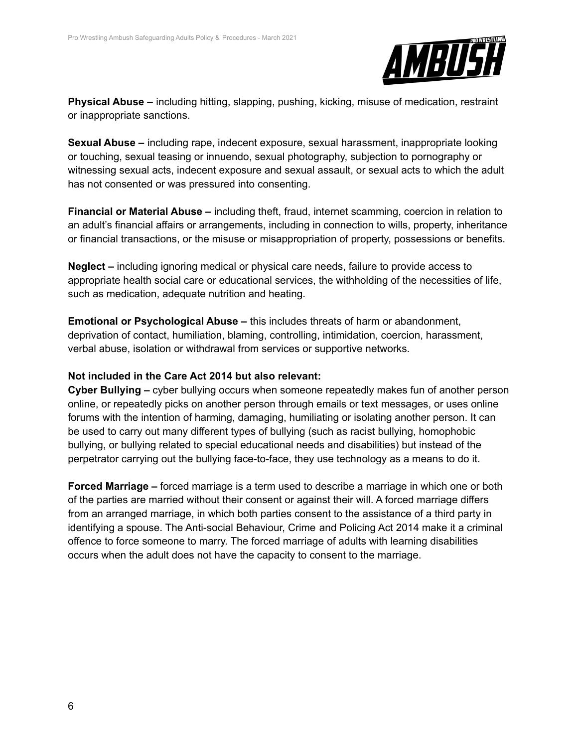**Physical Abuse –** including hitting, slapping, pushing, kicking, misuse of medication, restraint or inappropriate sanctions.

**Sexual Abuse –** including rape, indecent exposure, sexual harassment, inappropriate looking or touching, sexual teasing or innuendo, sexual photography, subjection to pornography or witnessing sexual acts, indecent exposure and sexual assault, or sexual acts to which the adult has not consented or was pressured into consenting.

**Financial or Material Abuse –** including theft, fraud, internet scamming, coercion in relation to an adult's financial affairs or arrangements, including in connection to wills, property, inheritance or financial transactions, or the misuse or misappropriation of property, possessions or benefits.

**Neglect –** including ignoring medical or physical care needs, failure to provide access to appropriate health social care or educational services, the withholding of the necessities of life, such as medication, adequate nutrition and heating.

**Emotional or Psychological Abuse –** this includes threats of harm or abandonment, deprivation of contact, humiliation, blaming, controlling, intimidation, coercion, harassment, verbal abuse, isolation or withdrawal from services or supportive networks.

**Not included in the Care Act 2014 but also relevant:**

**Cyber Bullying –** cyber bullying occurs when someone repeatedly makes fun of another person online, or repeatedly picks on another person through emails or text messages, or uses online forums with the intention of harming, damaging, humiliating or isolating another person. It can be used to carry out many different types of bullying (such as racist bullying, homophobic bullying, or bullying related to special educational needs and disabilities) but instead of the perpetrator carrying out the bullying face-to-face, they use technology as a means to do it.

**Forced Marriage –** forced marriage is a term used to describe a marriage in which one or both of the parties are married without their consent or against their will. A forced marriage differs from an arranged marriage, in which both parties consent to the assistance of a third party in identifying a spouse. The Anti-social Behaviour, Crime and Policing Act 2014 make it a criminal offence to force someone to marry. The forced marriage of adults with learning disabilities occurs when the adult does not have the capacity to consent to the marriage.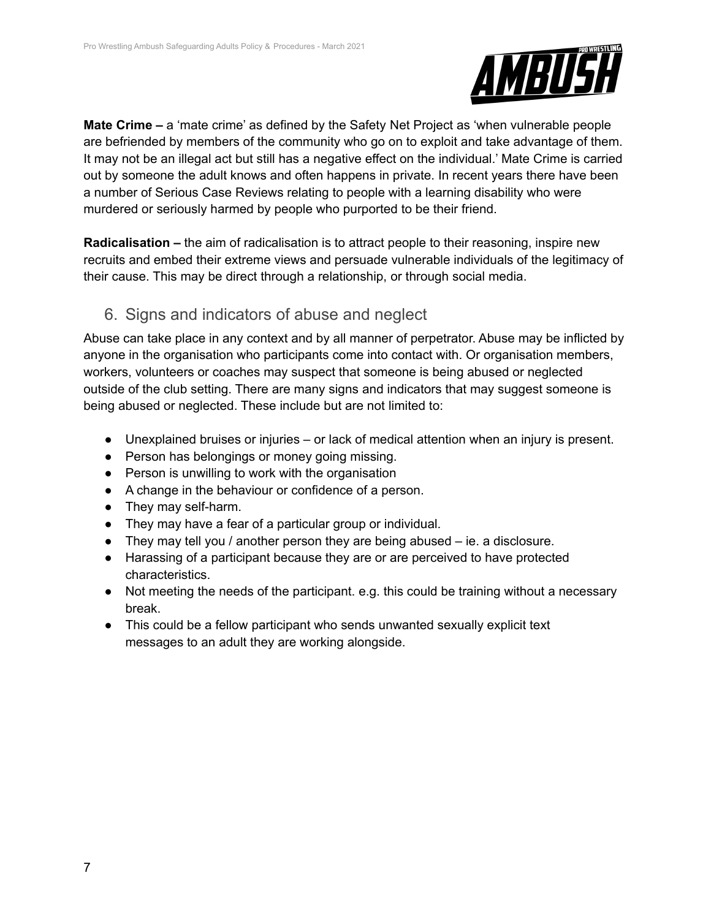**Mate Crime –** a 'mate crime' as defined by the Safety Net Project as 'when vulnerable people are befriended by members of the community who go on to exploit and take advantage of them. It may not be an illegal act but still has a negative effect on the individual.' Mate Crime is carried out by someone the adult knows and often happens in private. In recent years there have been a number of Serious Case Reviews relating to people with a learning disability who were murdered or seriously harmed by people who purported to be their friend.

**Radicalisation –** the aim of radicalisation is to attract people to their reasoning, inspire new recruits and embed their extreme views and persuade vulnerable individuals of the legitimacy of their cause. This may be direct through a relationship, or through social media.

## 6. Signs and indicators of abuse and neglect

Abuse can take place in any context and by all manner of perpetrator. Abuse may be inflicted by anyone in the organisation who participants come into contact with. Or organisation members, workers, volunteers or coaches may suspect that someone is being abused or neglected outside of the club setting. There are many signs and indicators that may suggest someone is being abused or neglected. These include but are not limited to:

- Unexplained bruises or injuries – or lack of medical attention when an injury is present.
- Person has belongings or money going missing.
- Person is unwilling to work with the organisation
- A change in the behaviour or confidence of a person.
- They may self-harm.
- They may have a fear of a particular group or individual.
- They may tell you / another person they are being abused – ie. a disclosure.
- Harassing of a participant because they are or are perceived to have protected characteristics.
- Not meeting the needs of the participant. e.g. this could be training without a necessary break.
- This could be a fellow participant who sends unwanted sexually explicit text messages to an adult they are working alongside.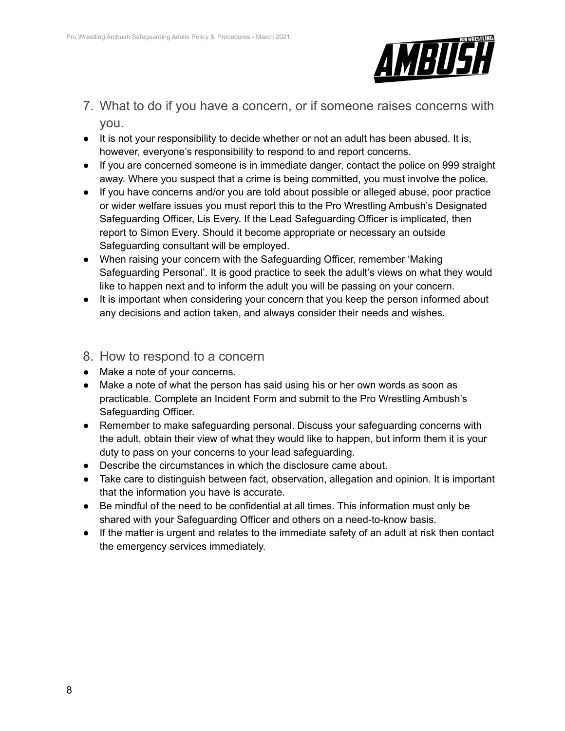## 7. What to do if you have a concern, or if someone raises concerns with you.

- It is not your responsibility to decide whether or not an adult has been abused. It is, however, everyone's responsibility to respond to and report concerns.
- If you are concerned someone is in immediate danger, contact the police on 999 straight away. Where you suspect that a crime is being committed, you must involve the police.
- If you have concerns and/or you are told about possible or alleged abuse, poor practice or wider welfare issues you must report this to the Pro Wrestling Ambush's Designated Safeguarding Officer, Lis Every. If the Lead Safeguarding Officer is implicated, then report to Simon Every. Should it become appropriate or necessary an outside Safeguarding consultant will be employed.
- When raising your concern with the Safeguarding Officer, remember 'Making Safeguarding Personal'. It is good practice to seek the adult's views on what they would like to happen next and to inform the adult you will be passing on your concern.
- It is important when considering your concern that you keep the person informed about any decisions and action taken, and always consider their needs and wishes.

## 8. How to respond to a concern

- Make a note of your concerns.
- Make a note of what the person has said using his or her own words as soon as practicable. Complete an Incident Form and submit to the Pro Wrestling Ambush's Safeguarding Officer.
- Remember to make safeguarding personal. Discuss your safeguarding concerns with the adult, obtain their view of what they would like to happen, but inform them it is your duty to pass on your concerns to your lead safeguarding.
- Describe the circumstances in which the disclosure came about.
- Take care to distinguish between fact, observation, allegation and opinion. It is important that the information you have is accurate.
- Be mindful of the need to be confidential at all times. This information must only be shared with your Safeguarding Officer and others on a need-to-know basis.
- If the matter is urgent and relates to the immediate safety of an adult at risk then contact the emergency services immediately.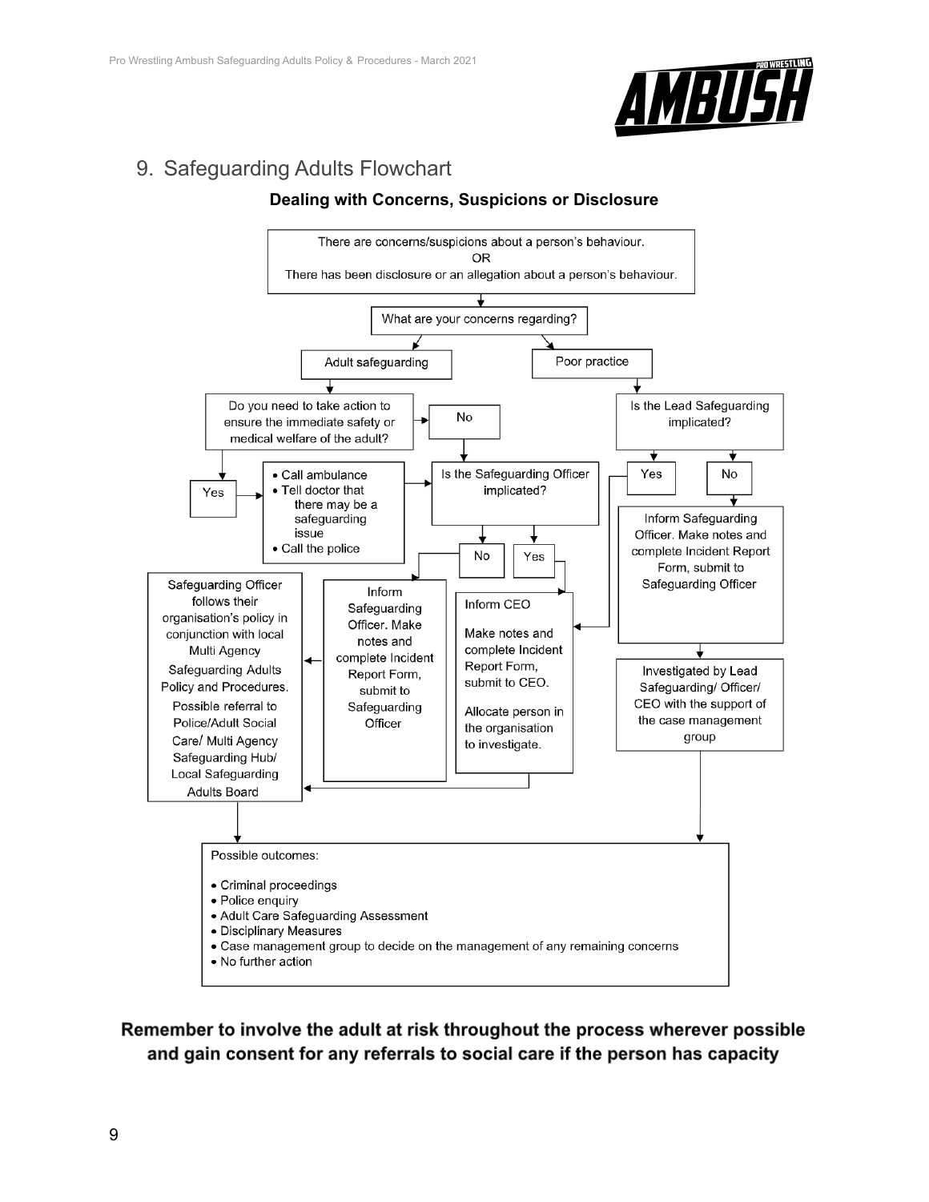## 9. Safeguarding Adults Flowchart

### Dealing with Concerns, Suspicions or Disclosure

There are concerns/suspicions about a person's behaviour.
OR
There has been disclosure or an allegation about a person's behaviour.

What are your concerns regarding?

Adult safeguarding

Poor practice

Do you need to take action to ensure the immediate safety or medical welfare of the adult?

No

Yes

- Call ambulance
- Tell doctor that there may be a safeguarding issue
- Call the police

Is the Safeguarding Officer implicated?

No

Yes

Is the Lead Safeguarding implicated?

Yes

No

Inform Safeguarding Officer. Make notes and complete Incident Report Form, submit to Safeguarding Officer

Safeguarding Officer follows their organisation's policy in conjunction with local Multi Agency Safeguarding Adults Policy and Procedures. Possible referral to Police/Adult Social Care/ Multi Agency Safeguarding Hub/ Local Safeguarding Adults Board

Inform Safeguarding Officer. Make notes and complete Incident Report Form, submit to Safeguarding Officer

Inform CEO

Make notes and complete Incident Report Form, submit to CEO.

Allocate person in the organisation to investigate.

Investigated by Lead Safeguarding/ Officer/ CEO with the support of the case management group

Possible outcomes:

- Criminal proceedings
- Police enquiry
- Adult Care Safeguarding Assessment
- Disciplinary Measures
- Case management group to decide on the management of any remaining concerns
- No further action

**Remember to involve the adult at risk throughout the process wherever possible and gain consent for any referrals to social care if the person has capacity**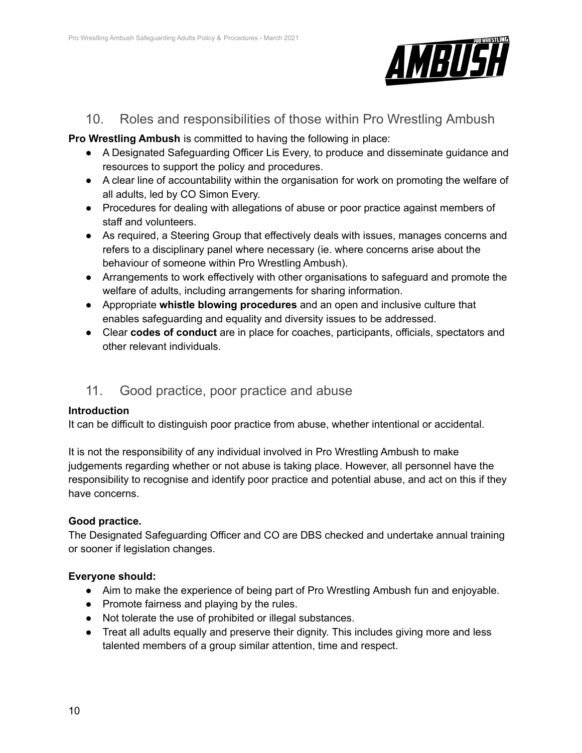## 10. Roles and responsibilities of those within Pro Wrestling Ambush

**Pro Wrestling Ambush** is committed to having the following in place:

- A Designated Safeguarding Officer Lis Every, to produce and disseminate guidance and resources to support the policy and procedures.
- A clear line of accountability within the organisation for work on promoting the welfare of all adults, led by CO Simon Every.
- Procedures for dealing with allegations of abuse or poor practice against members of staff and volunteers.
- As required, a Steering Group that effectively deals with issues, manages concerns and refers to a disciplinary panel where necessary (ie. where concerns arise about the behaviour of someone within Pro Wrestling Ambush).
- Arrangements to work effectively with other organisations to safeguard and promote the welfare of adults, including arrangements for sharing information.
- Appropriate **whistle blowing procedures** and an open and inclusive culture that enables safeguarding and equality and diversity issues to be addressed.
- Clear **codes of conduct** are in place for coaches, participants, officials, spectators and other relevant individuals.

## 11. Good practice, poor practice and abuse

**Introduction**

It can be difficult to distinguish poor practice from abuse, whether intentional or accidental.

It is not the responsibility of any individual involved in Pro Wrestling Ambush to make judgements regarding whether or not abuse is taking place. However, all personnel have the responsibility to recognise and identify poor practice and potential abuse, and act on this if they have concerns.

**Good practice.**

The Designated Safeguarding Officer and CO are DBS checked and undertake annual training or sooner if legislation changes.

**Everyone should:**

- Aim to make the experience of being part of Pro Wrestling Ambush fun and enjoyable.
- Promote fairness and playing by the rules.
- Not tolerate the use of prohibited or illegal substances.
- Treat all adults equally and preserve their dignity. This includes giving more and less talented members of a group similar attention, time and respect.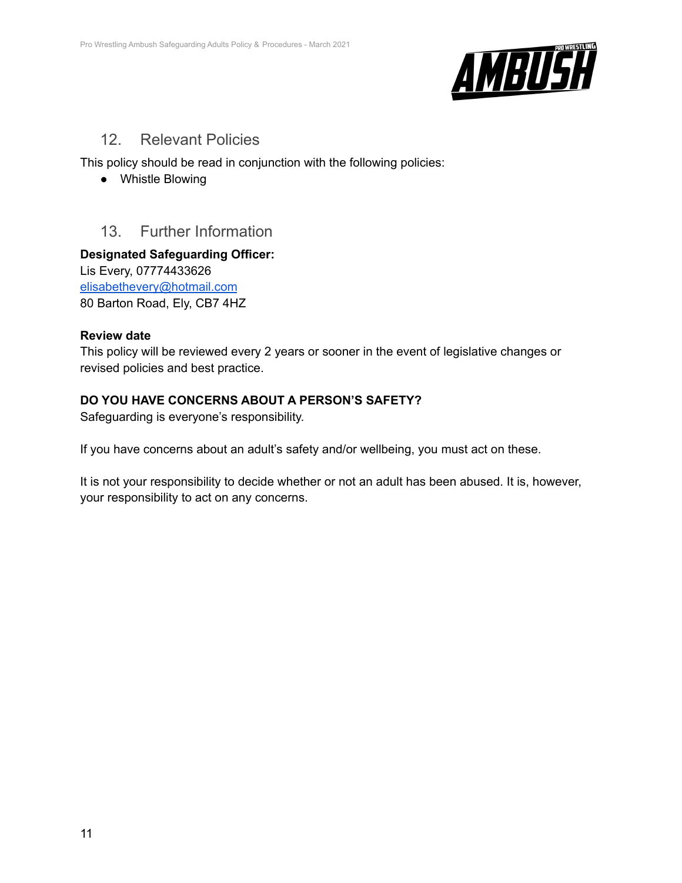## 12. Relevant Policies

This policy should be read in conjunction with the following policies:

- Whistle Blowing

## 13. Further Information

**Designated Safeguarding Officer:**
Lis Every, 07774433626
elisabethevery@hotmail.com
80 Barton Road, Ely, CB7 4HZ

**Review date**
This policy will be reviewed every 2 years or sooner in the event of legislative changes or revised policies and best practice.

**DO YOU HAVE CONCERNS ABOUT A PERSON'S SAFETY?**
Safeguarding is everyone's responsibility.

If you have concerns about an adult's safety and/or wellbeing, you must act on these.

It is not your responsibility to decide whether or not an adult has been abused. It is, however, your responsibility to act on any concerns.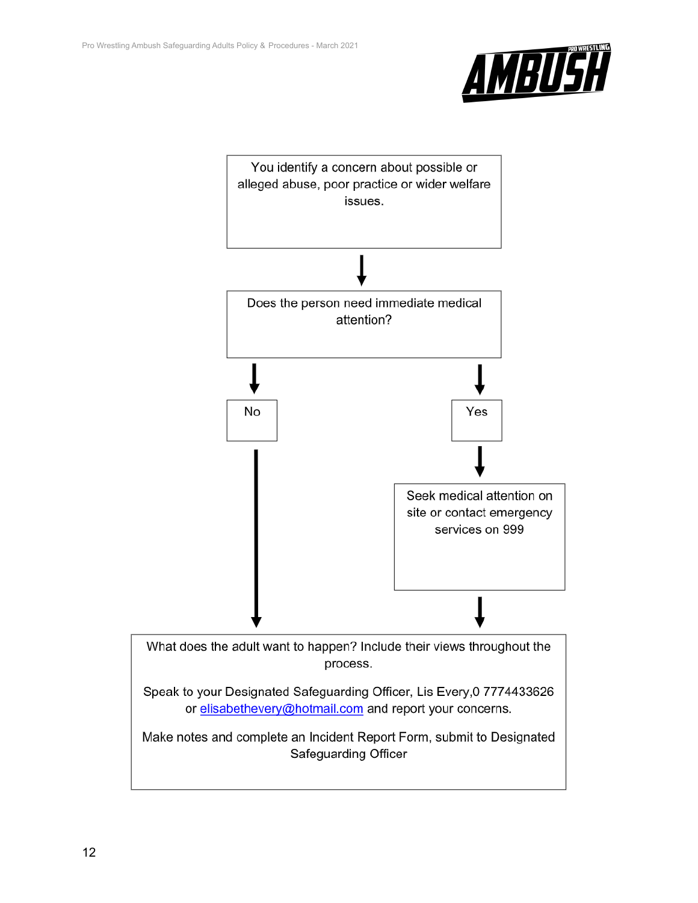You identify a concern about possible or alleged abuse, poor practice or wider welfare issues.

↓

Does the person need immediate medical attention?

↓

No

Yes

↓

Seek medical attention on site or contact emergency services on 999

↓

What does the adult want to happen? Include their views throughout the process.

Speak to your Designated Safeguarding Officer, Lis Every,0 7774433626 or elisabethevery@hotmail.com and report your concerns.

Make notes and complete an Incident Report Form, submit to Designated Safeguarding Officer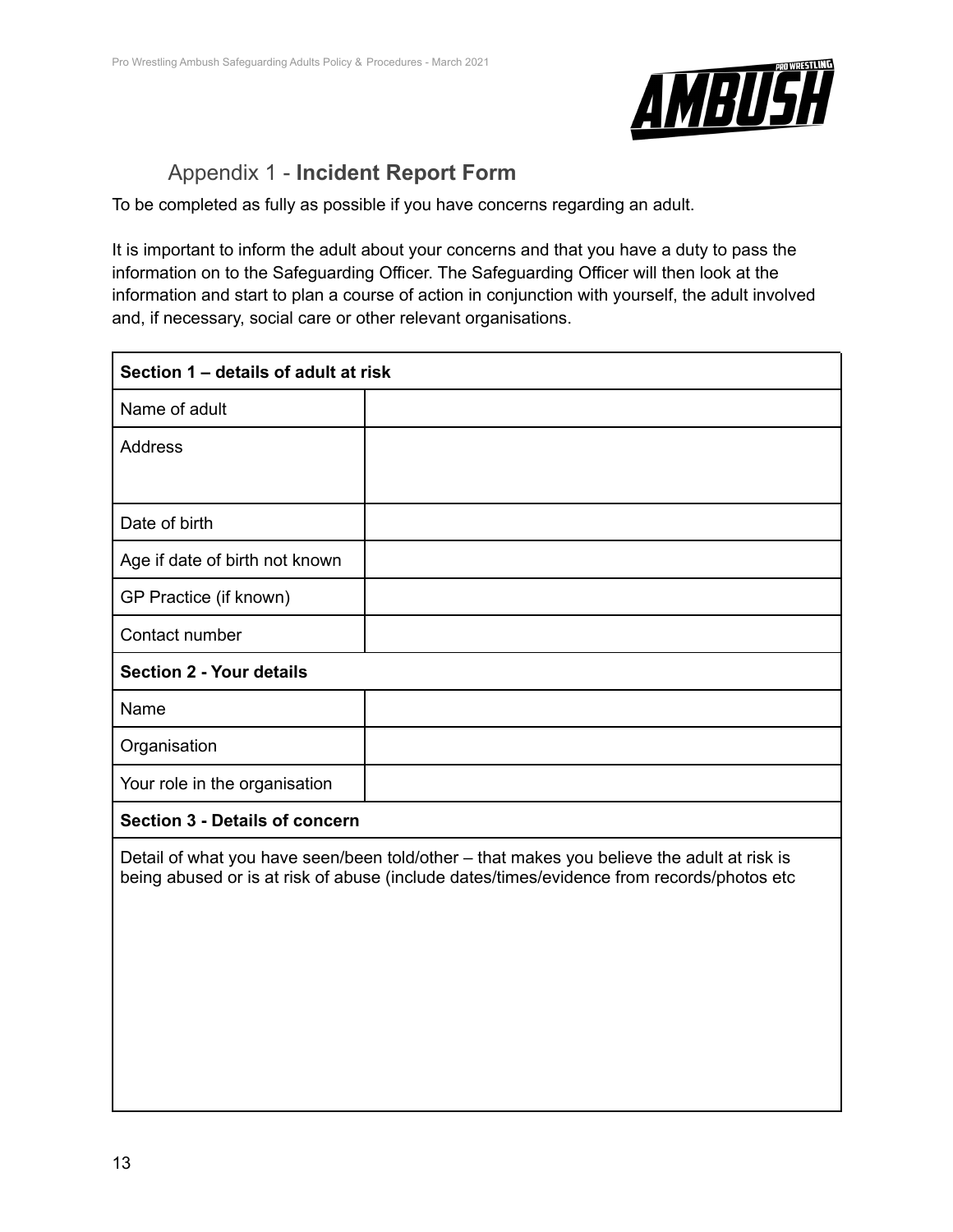## Appendix 1 - **Incident Report Form**

To be completed as fully as possible if you have concerns regarding an adult.

It is important to inform the adult about your concerns and that you have a duty to pass the information on to the Safeguarding Officer. The Safeguarding Officer will then look at the information and start to plan a course of action in conjunction with yourself, the adult involved and, if necessary, social care or other relevant organisations.

| **Section 1 – details of adult at risk** | |
|---|---|
| Name of adult | |
| Address | |
| Date of birth | |
| Age if date of birth not known | |
| GP Practice (if known) | |
| Contact number | |
| **Section 2 - Your details** | |
| Name | |
| Organisation | |
| Your role in the organisation | |
| **Section 3 - Details of concern** | |
| Detail of what you have seen/been told/other – that makes you believe the adult at risk is being abused or is at risk of abuse (include dates/times/evidence from records/photos etc | |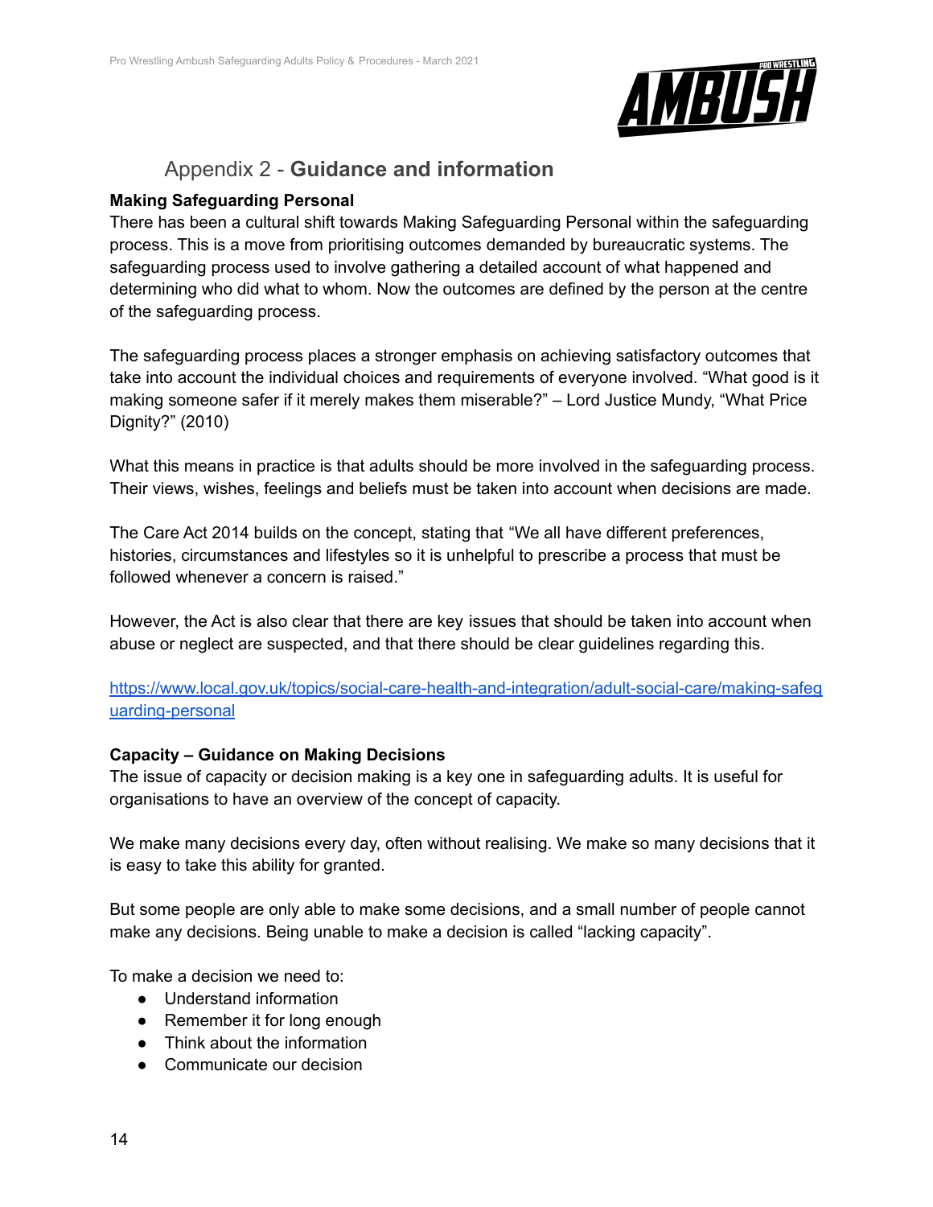## Appendix 2 - **Guidance and information**

**Making Safeguarding Personal**

There has been a cultural shift towards Making Safeguarding Personal within the safeguarding process. This is a move from prioritising outcomes demanded by bureaucratic systems. The safeguarding process used to involve gathering a detailed account of what happened and determining who did what to whom. Now the outcomes are defined by the person at the centre of the safeguarding process.

The safeguarding process places a stronger emphasis on achieving satisfactory outcomes that take into account the individual choices and requirements of everyone involved. "What good is it making someone safer if it merely makes them miserable?" – Lord Justice Mundy, "What Price Dignity?" (2010)

What this means in practice is that adults should be more involved in the safeguarding process. Their views, wishes, feelings and beliefs must be taken into account when decisions are made.

The Care Act 2014 builds on the concept, stating that "We all have different preferences, histories, circumstances and lifestyles so it is unhelpful to prescribe a process that must be followed whenever a concern is raised."

However, the Act is also clear that there are key issues that should be taken into account when abuse or neglect are suspected, and that there should be clear guidelines regarding this.

https://www.local.gov.uk/topics/social-care-health-and-integration/adult-social-care/making-safeguarding-personal

**Capacity – Guidance on Making Decisions**

The issue of capacity or decision making is a key one in safeguarding adults. It is useful for organisations to have an overview of the concept of capacity.

We make many decisions every day, often without realising. We make so many decisions that it is easy to take this ability for granted.

But some people are only able to make some decisions, and a small number of people cannot make any decisions. Being unable to make a decision is called "lacking capacity".

To make a decision we need to:

- Understand information
- Remember it for long enough
- Think about the information
- Communicate our decision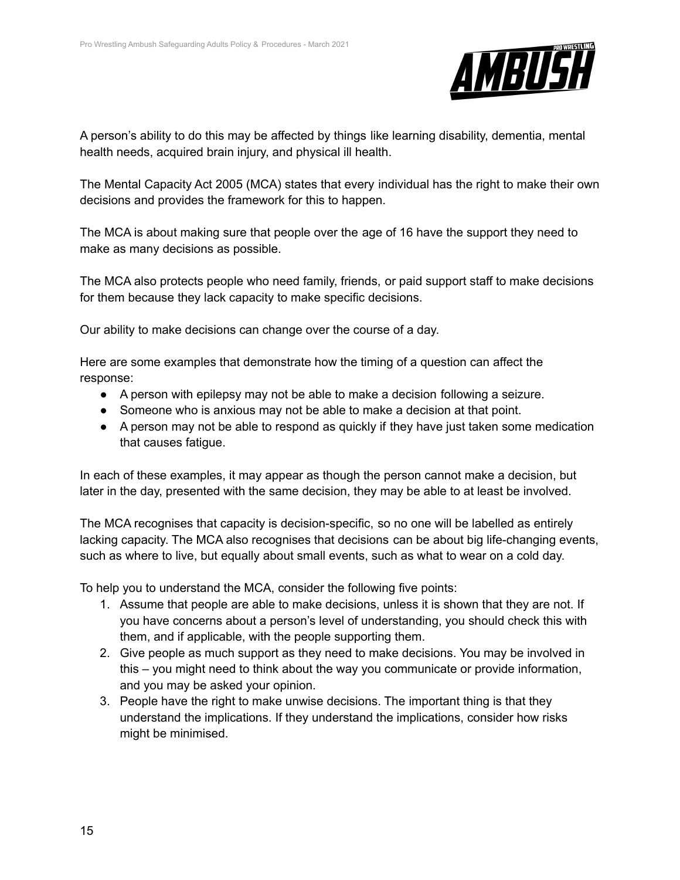A person's ability to do this may be affected by things like learning disability, dementia, mental health needs, acquired brain injury, and physical ill health.

The Mental Capacity Act 2005 (MCA) states that every individual has the right to make their own decisions and provides the framework for this to happen.

The MCA is about making sure that people over the age of 16 have the support they need to make as many decisions as possible.

The MCA also protects people who need family, friends, or paid support staff to make decisions for them because they lack capacity to make specific decisions.

Our ability to make decisions can change over the course of a day.

Here are some examples that demonstrate how the timing of a question can affect the response:

- A person with epilepsy may not be able to make a decision following a seizure.
- Someone who is anxious may not be able to make a decision at that point.
- A person may not be able to respond as quickly if they have just taken some medication that causes fatigue.

In each of these examples, it may appear as though the person cannot make a decision, but later in the day, presented with the same decision, they may be able to at least be involved.

The MCA recognises that capacity is decision-specific, so no one will be labelled as entirely lacking capacity. The MCA also recognises that decisions can be about big life-changing events, such as where to live, but equally about small events, such as what to wear on a cold day.

To help you to understand the MCA, consider the following five points:

1. Assume that people are able to make decisions, unless it is shown that they are not. If you have concerns about a person's level of understanding, you should check this with them, and if applicable, with the people supporting them.
2. Give people as much support as they need to make decisions. You may be involved in this – you might need to think about the way you communicate or provide information, and you may be asked your opinion.
3. People have the right to make unwise decisions. The important thing is that they understand the implications. If they understand the implications, consider how risks might be minimised.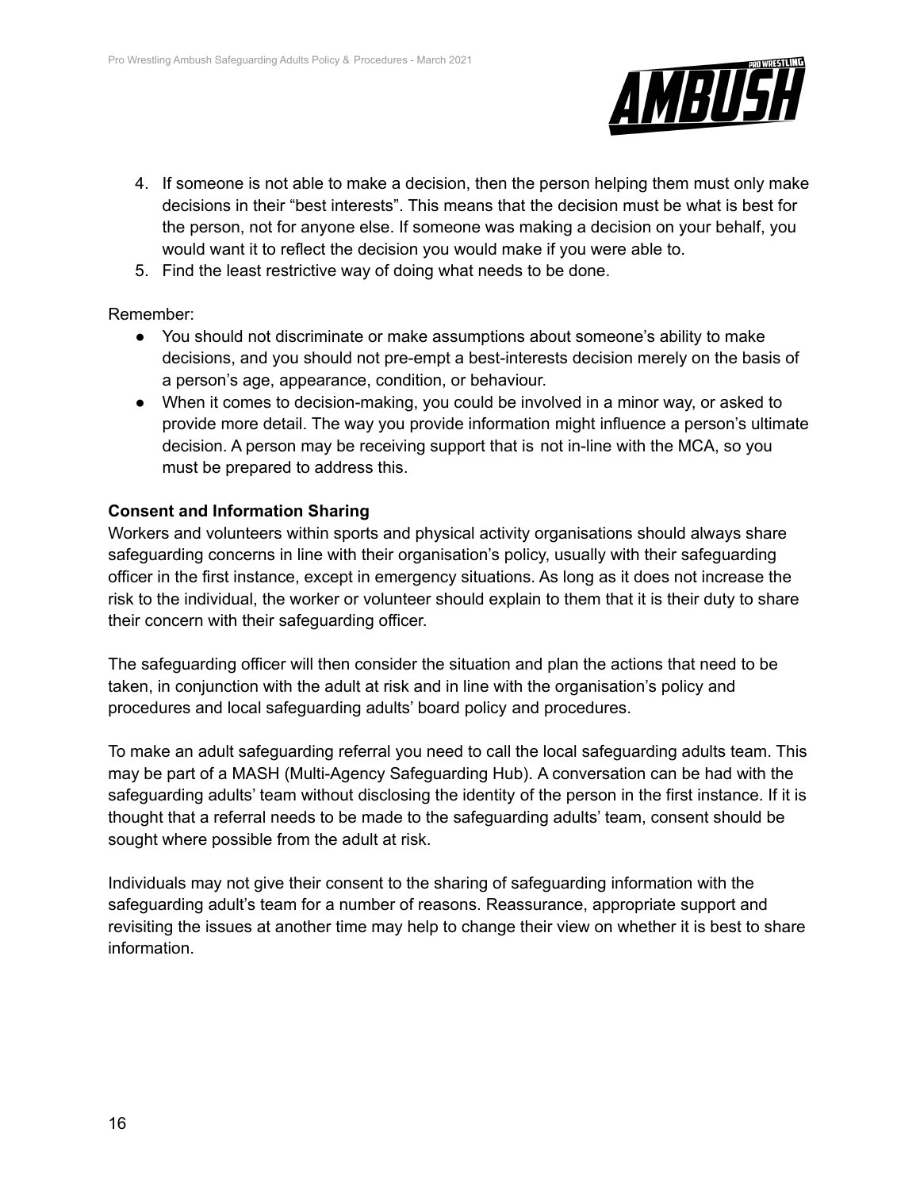4. If someone is not able to make a decision, then the person helping them must only make decisions in their “best interests”. This means that the decision must be what is best for the person, not for anyone else. If someone was making a decision on your behalf, you would want it to reflect the decision you would make if you were able to.
5. Find the least restrictive way of doing what needs to be done.

Remember:

- You should not discriminate or make assumptions about someone’s ability to make decisions, and you should not pre-empt a best-interests decision merely on the basis of a person’s age, appearance, condition, or behaviour.
- When it comes to decision-making, you could be involved in a minor way, or asked to provide more detail. The way you provide information might influence a person’s ultimate decision. A person may be receiving support that is not in-line with the MCA, so you must be prepared to address this.

**Consent and Information Sharing**

Workers and volunteers within sports and physical activity organisations should always share safeguarding concerns in line with their organisation’s policy, usually with their safeguarding officer in the first instance, except in emergency situations. As long as it does not increase the risk to the individual, the worker or volunteer should explain to them that it is their duty to share their concern with their safeguarding officer.

The safeguarding officer will then consider the situation and plan the actions that need to be taken, in conjunction with the adult at risk and in line with the organisation’s policy and procedures and local safeguarding adults’ board policy and procedures.

To make an adult safeguarding referral you need to call the local safeguarding adults team. This may be part of a MASH (Multi-Agency Safeguarding Hub). A conversation can be had with the safeguarding adults’ team without disclosing the identity of the person in the first instance. If it is thought that a referral needs to be made to the safeguarding adults’ team, consent should be sought where possible from the adult at risk.

Individuals may not give their consent to the sharing of safeguarding information with the safeguarding adult’s team for a number of reasons. Reassurance, appropriate support and revisiting the issues at another time may help to change their view on whether it is best to share information.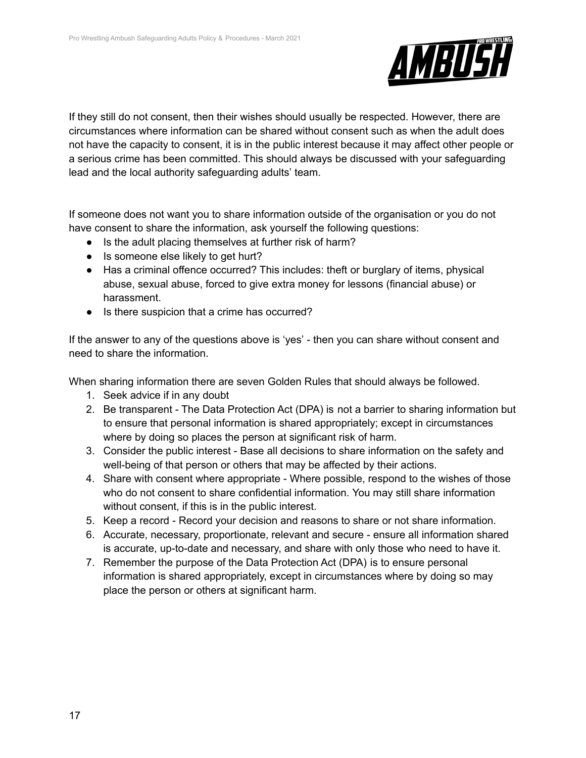If they still do not consent, then their wishes should usually be respected. However, there are circumstances where information can be shared without consent such as when the adult does not have the capacity to consent, it is in the public interest because it may affect other people or a serious crime has been committed. This should always be discussed with your safeguarding lead and the local authority safeguarding adults' team.

If someone does not want you to share information outside of the organisation or you do not have consent to share the information, ask yourself the following questions:

- Is the adult placing themselves at further risk of harm?
- Is someone else likely to get hurt?
- Has a criminal offence occurred? This includes: theft or burglary of items, physical abuse, sexual abuse, forced to give extra money for lessons (financial abuse) or harassment.
- Is there suspicion that a crime has occurred?

If the answer to any of the questions above is 'yes' - then you can share without consent and need to share the information.

When sharing information there are seven Golden Rules that should always be followed.

1. Seek advice if in any doubt
2. Be transparent - The Data Protection Act (DPA) is not a barrier to sharing information but to ensure that personal information is shared appropriately; except in circumstances where by doing so places the person at significant risk of harm.
3. Consider the public interest - Base all decisions to share information on the safety and well-being of that person or others that may be affected by their actions.
4. Share with consent where appropriate - Where possible, respond to the wishes of those who do not consent to share confidential information. You may still share information without consent, if this is in the public interest.
5. Keep a record - Record your decision and reasons to share or not share information.
6. Accurate, necessary, proportionate, relevant and secure - ensure all information shared is accurate, up-to-date and necessary, and share with only those who need to have it.
7. Remember the purpose of the Data Protection Act (DPA) is to ensure personal information is shared appropriately, except in circumstances where by doing so may place the person or others at significant harm.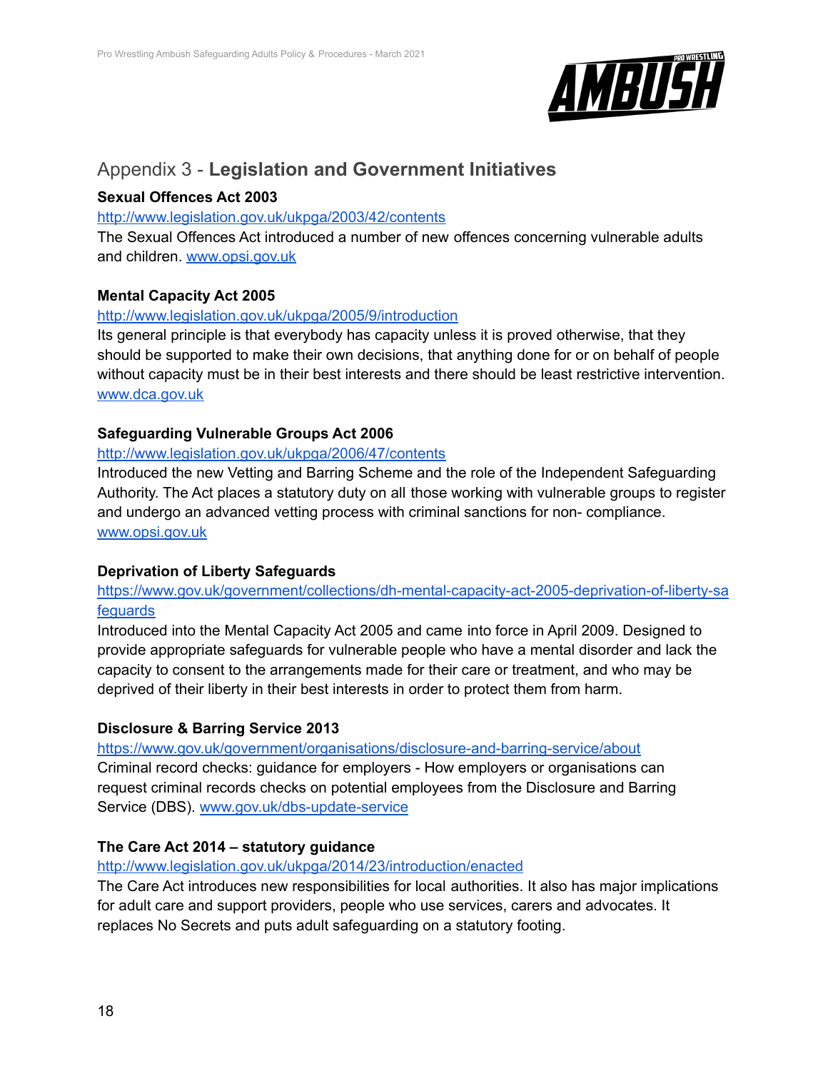## Appendix 3 - **Legislation and Government Initiatives**

**Sexual Offences Act 2003**

http://www.legislation.gov.uk/ukpga/2003/42/contents

The Sexual Offences Act introduced a number of new offences concerning vulnerable adults and children. www.opsi.gov.uk

**Mental Capacity Act 2005**

http://www.legislation.gov.uk/ukpga/2005/9/introduction

Its general principle is that everybody has capacity unless it is proved otherwise, that they should be supported to make their own decisions, that anything done for or on behalf of people without capacity must be in their best interests and there should be least restrictive intervention. www.dca.gov.uk

**Safeguarding Vulnerable Groups Act 2006**

http://www.legislation.gov.uk/ukpga/2006/47/contents

Introduced the new Vetting and Barring Scheme and the role of the Independent Safeguarding Authority. The Act places a statutory duty on all those working with vulnerable groups to register and undergo an advanced vetting process with criminal sanctions for non- compliance. www.opsi.gov.uk

**Deprivation of Liberty Safeguards**

https://www.gov.uk/government/collections/dh-mental-capacity-act-2005-deprivation-of-liberty-safeguards

Introduced into the Mental Capacity Act 2005 and came into force in April 2009. Designed to provide appropriate safeguards for vulnerable people who have a mental disorder and lack the capacity to consent to the arrangements made for their care or treatment, and who may be deprived of their liberty in their best interests in order to protect them from harm.

**Disclosure & Barring Service 2013**

https://www.gov.uk/government/organisations/disclosure-and-barring-service/about

Criminal record checks: guidance for employers - How employers or organisations can request criminal records checks on potential employees from the Disclosure and Barring Service (DBS). www.gov.uk/dbs-update-service

**The Care Act 2014 – statutory guidance**

http://www.legislation.gov.uk/ukpga/2014/23/introduction/enacted

The Care Act introduces new responsibilities for local authorities. It also has major implications for adult care and support providers, people who use services, carers and advocates. It replaces No Secrets and puts adult safeguarding on a statutory footing.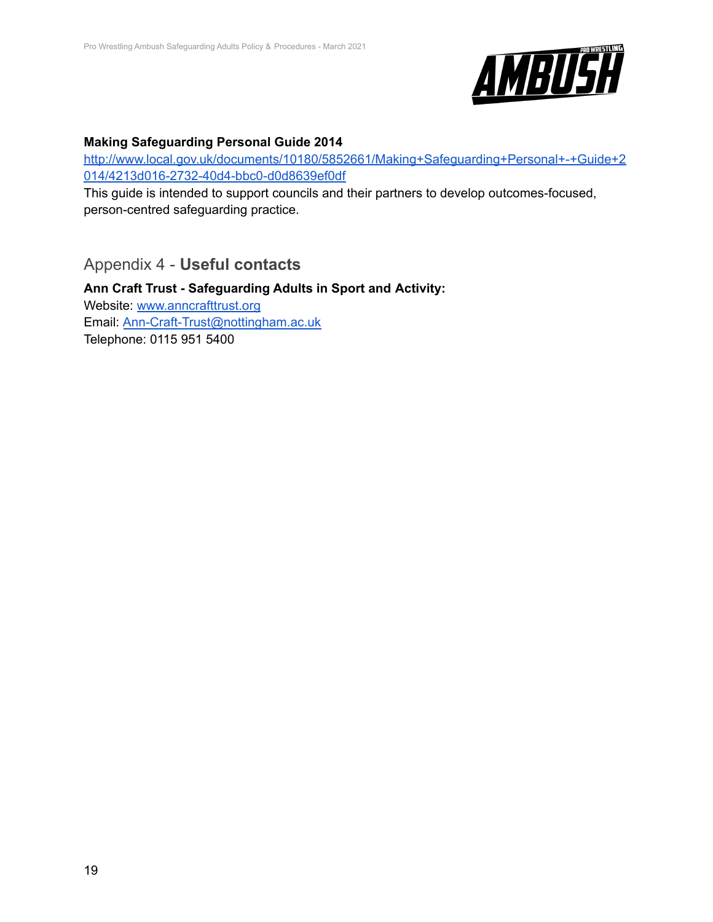**Making Safeguarding Personal Guide 2014**
http://www.local.gov.uk/documents/10180/5852661/Making+Safeguarding+Personal+-+Guide+2014/4213d016-2732-40d4-bbc0-d0d8639ef0df
This guide is intended to support councils and their partners to develop outcomes-focused, person-centred safeguarding practice.

## Appendix 4 - **Useful contacts**

**Ann Craft Trust - Safeguarding Adults in Sport and Activity:**
Website: www.anncrafttrust.org
Email: Ann-Craft-Trust@nottingham.ac.uk
Telephone: 0115 951 5400